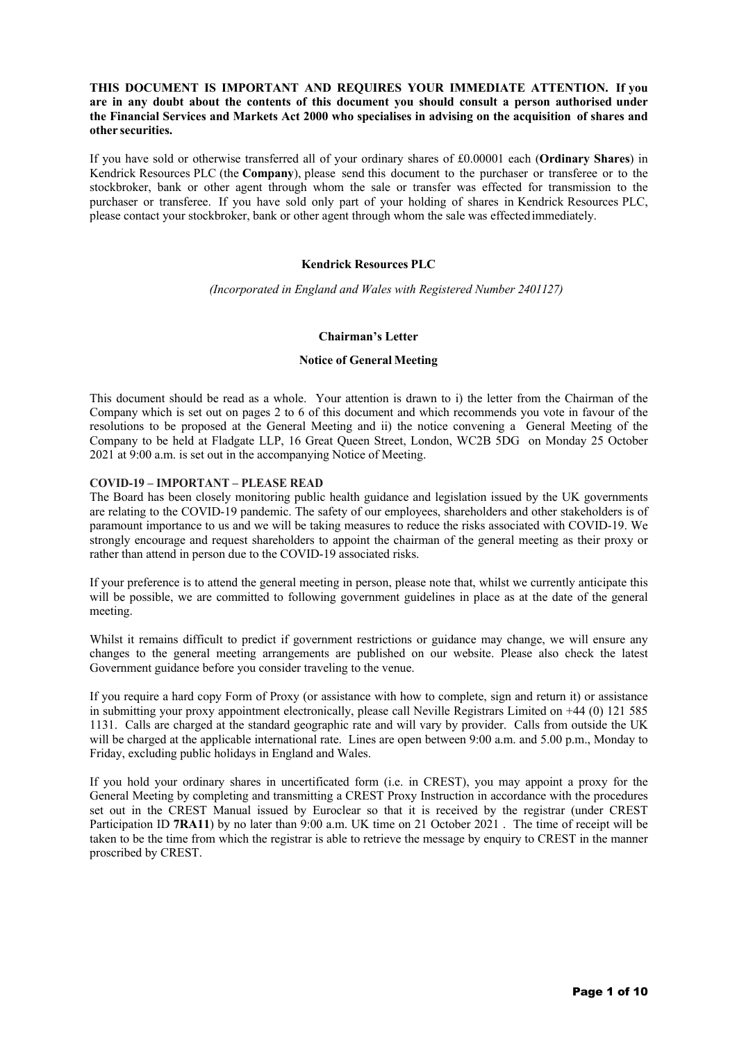**THIS DOCUMENT IS IMPORTANT AND REQUIRES YOUR IMMEDIATE ATTENTION. If you are in any doubt about the contents of this document you should consult a person authorised under the Financial Services and Markets Act 2000 who specialises in advising on the acquisition of shares and other securities.**

If you have sold or otherwise transferred all of your ordinary shares of £0.00001 each (**Ordinary Shares**) in Kendrick Resources PLC (the **Company**), please send this document to the purchaser or transferee or to the stockbroker, bank or other agent through whom the sale or transfer was effected for transmission to the purchaser or transferee. If you have sold only part of your holding of shares in Kendrick Resources PLC, please contact your stockbroker, bank or other agent through whom the sale was effected immediately.

**Kendrick Resources PLC**

*(Incorporated in England and Wales with Registered Number 2401127)*

**Chairman's Letter**

**Notice of General Meeting**

This document should be read as a whole. Your attention is drawn to i) the letter from the Chairman of the Company which is set out on pages 2 to 6 of this document and which recommends you vote in favour of the resolutions to be proposed at the General Meeting and ii) the notice convening a General Meeting of the Company to be held at Fladgate LLP, 16 Great Queen Street, London, WC2B 5DG on Monday 25 October 2021 at 9:00 a.m. is set out in the accompanying Notice of Meeting.

**COVID-19 – IMPORTANT – PLEASE READ**

The Board has been closely monitoring public health guidance and legislation issued by the UK governments are relating to the COVID-19 pandemic. The safety of our employees, shareholders and other stakeholders is of paramount importance to us and we will be taking measures to reduce the risks associated with COVID-19. We strongly encourage and request shareholders to appoint the chairman of the general meeting as their proxy or rather than attend in person due to the COVID-19 associated risks.

If your preference is to attend the general meeting in person, please note that, whilst we currently anticipate this will be possible, we are committed to following government guidelines in place as at the date of the general meeting.

Whilst it remains difficult to predict if government restrictions or guidance may change, we will ensure any changes to the general meeting arrangements are published on our website. Please also check the latest Government guidance before you consider traveling to the venue.

If you require a hard copy Form of Proxy (or assistance with how to complete, sign and return it) or assistance in submitting your proxy appointment electronically, please call Neville Registrars Limited on +44 (0) 121 585 1131. Calls are charged at the standard geographic rate and will vary by provider. Calls from outside the UK will be charged at the applicable international rate. Lines are open between 9:00 a.m. and 5.00 p.m., Monday to Friday, excluding public holidays in England and Wales.

If you hold your ordinary shares in uncertificated form (i.e. in CREST), you may appoint a proxy for the General Meeting by completing and transmitting a CREST Proxy Instruction in accordance with the procedures set out in the CREST Manual issued by Euroclear so that it is received by the registrar (under CREST Participation ID **7RA11**) by no later than 9:00 a.m. UK time on 21 October 2021 . The time of receipt will be taken to be the time from which the registrar is able to retrieve the message by enquiry to CREST in the manner proscribed by CREST.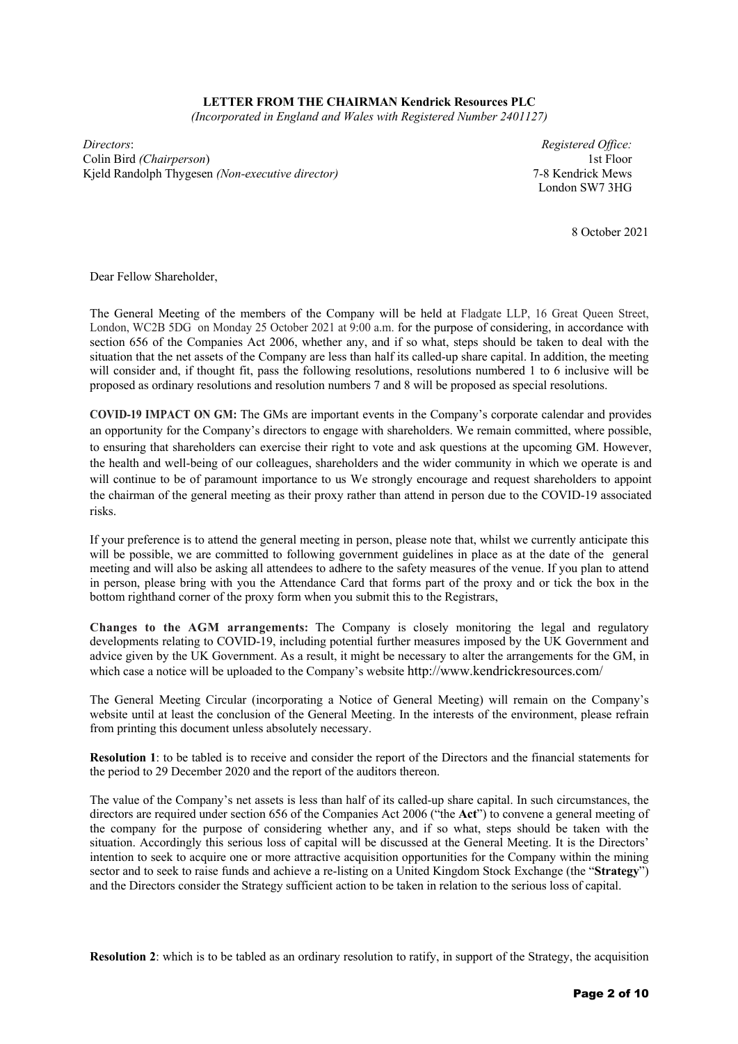**LETTER FROM THE CHAIRMAN Kendrick Resources PLC**

*(Incorporated in England and Wales with Registered Number 2401127)*

*Directors*:
Colin Bird *(Chairperson*)
Kjeld Randolph Thygesen *(Non-executive director)*

*Registered Office:*
1st Floor
7-8 Kendrick Mews
London SW7 3HG

8 October 2021

Dear Fellow Shareholder,

The General Meeting of the members of the Company will be held at Fladgate LLP, 16 Great Queen Street, London, WC2B 5DG on Monday 25 October 2021 at 9:00 a.m. for the purpose of considering, in accordance with section 656 of the Companies Act 2006, whether any, and if so what, steps should be taken to deal with the situation that the net assets of the Company are less than half its called-up share capital. In addition, the meeting will consider and, if thought fit, pass the following resolutions, resolutions numbered 1 to 6 inclusive will be proposed as ordinary resolutions and resolution numbers 7 and 8 will be proposed as special resolutions.

**COVID-19 IMPACT ON GM:** The GMs are important events in the Company's corporate calendar and provides an opportunity for the Company's directors to engage with shareholders. We remain committed, where possible, to ensuring that shareholders can exercise their right to vote and ask questions at the upcoming GM. However, the health and well-being of our colleagues, shareholders and the wider community in which we operate is and will continue to be of paramount importance to us We strongly encourage and request shareholders to appoint the chairman of the general meeting as their proxy rather than attend in person due to the COVID-19 associated risks.

If your preference is to attend the general meeting in person, please note that, whilst we currently anticipate this will be possible, we are committed to following government guidelines in place as at the date of the general meeting and will also be asking all attendees to adhere to the safety measures of the venue. If you plan to attend in person, please bring with you the Attendance Card that forms part of the proxy and or tick the box in the bottom righthand corner of the proxy form when you submit this to the Registrars,

**Changes to the AGM arrangements:** The Company is closely monitoring the legal and regulatory developments relating to COVID-19, including potential further measures imposed by the UK Government and advice given by the UK Government. As a result, it might be necessary to alter the arrangements for the GM, in which case a notice will be uploaded to the Company's website http://www.kendrickresources.com/

The General Meeting Circular (incorporating a Notice of General Meeting) will remain on the Company's website until at least the conclusion of the General Meeting. In the interests of the environment, please refrain from printing this document unless absolutely necessary.

**Resolution 1**: to be tabled is to receive and consider the report of the Directors and the financial statements for the period to 29 December 2020 and the report of the auditors thereon.

The value of the Company's net assets is less than half of its called-up share capital. In such circumstances, the directors are required under section 656 of the Companies Act 2006 ("the **Act**") to convene a general meeting of the company for the purpose of considering whether any, and if so what, steps should be taken with the situation. Accordingly this serious loss of capital will be discussed at the General Meeting. It is the Directors' intention to seek to acquire one or more attractive acquisition opportunities for the Company within the mining sector and to seek to raise funds and achieve a re-listing on a United Kingdom Stock Exchange (the "**Strategy**") and the Directors consider the Strategy sufficient action to be taken in relation to the serious loss of capital.

**Resolution 2**: which is to be tabled as an ordinary resolution to ratify, in support of the Strategy, the acquisition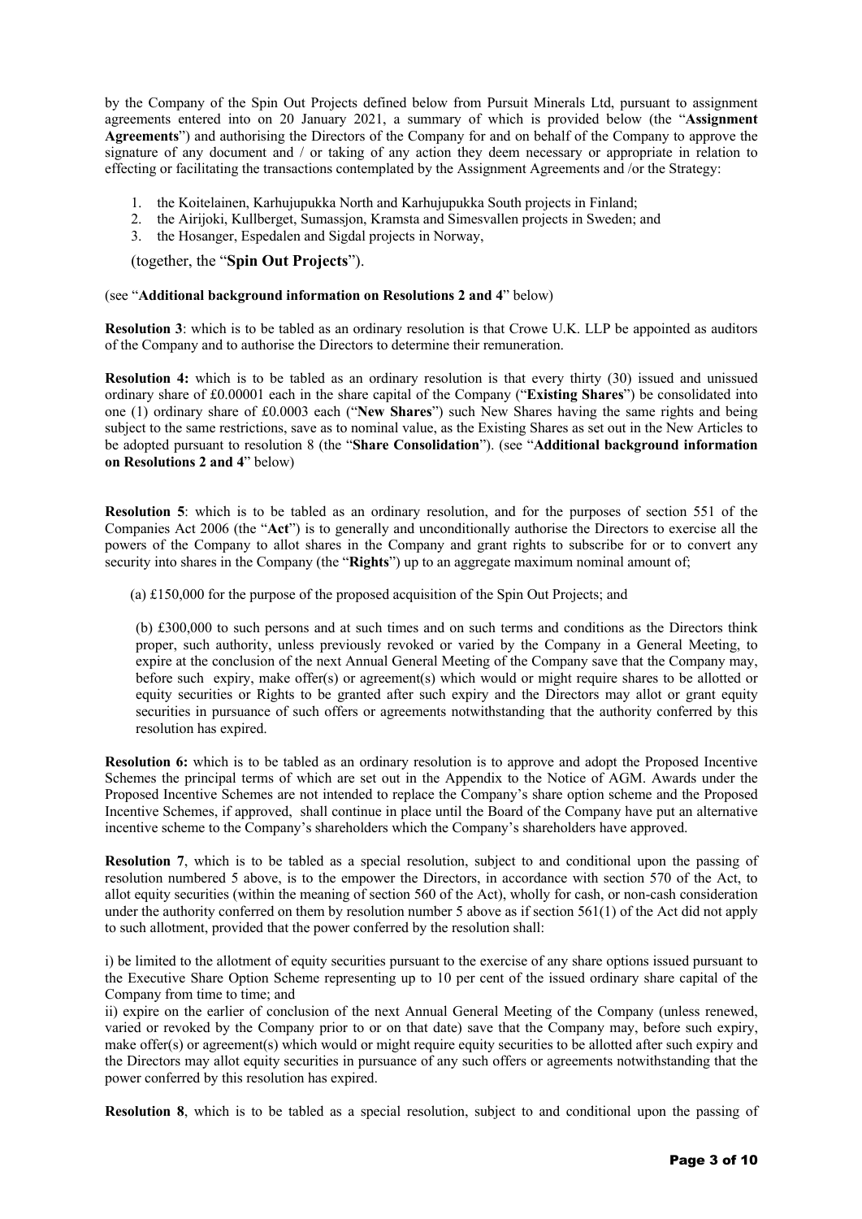by the Company of the Spin Out Projects defined below from Pursuit Minerals Ltd, pursuant to assignment agreements entered into on 20 January 2021, a summary of which is provided below (the "**Assignment Agreements**") and authorising the Directors of the Company for and on behalf of the Company to approve the signature of any document and / or taking of any action they deem necessary or appropriate in relation to effecting or facilitating the transactions contemplated by the Assignment Agreements and /or the Strategy:

1. the Koitelainen, Karhujupukka North and Karhujupukka South projects in Finland;
2. the Airijoki, Kullberget, Sumassjon, Kramsta and Simesvallen projects in Sweden; and
3. the Hosanger, Espedalen and Sigdal projects in Norway,

(together, the "**Spin Out Projects**").

(see "**Additional background information on Resolutions 2 and 4**" below)

**Resolution 3**: which is to be tabled as an ordinary resolution is that Crowe U.K. LLP be appointed as auditors of the Company and to authorise the Directors to determine their remuneration.

**Resolution 4:** which is to be tabled as an ordinary resolution is that every thirty (30) issued and unissued ordinary share of £0.00001 each in the share capital of the Company ("**Existing Shares**") be consolidated into one (1) ordinary share of £0.0003 each ("**New Shares**") such New Shares having the same rights and being subject to the same restrictions, save as to nominal value, as the Existing Shares as set out in the New Articles to be adopted pursuant to resolution 8 (the "**Share Consolidation**"). (see "**Additional background information on Resolutions 2 and 4**" below)

**Resolution 5**: which is to be tabled as an ordinary resolution, and for the purposes of section 551 of the Companies Act 2006 (the "**Act**") is to generally and unconditionally authorise the Directors to exercise all the powers of the Company to allot shares in the Company and grant rights to subscribe for or to convert any security into shares in the Company (the "**Rights**") up to an aggregate maximum nominal amount of;

(a) £150,000 for the purpose of the proposed acquisition of the Spin Out Projects; and

(b) £300,000 to such persons and at such times and on such terms and conditions as the Directors think proper, such authority, unless previously revoked or varied by the Company in a General Meeting, to expire at the conclusion of the next Annual General Meeting of the Company save that the Company may, before such expiry, make offer(s) or agreement(s) which would or might require shares to be allotted or equity securities or Rights to be granted after such expiry and the Directors may allot or grant equity securities in pursuance of such offers or agreements notwithstanding that the authority conferred by this resolution has expired.

**Resolution 6:** which is to be tabled as an ordinary resolution is to approve and adopt the Proposed Incentive Schemes the principal terms of which are set out in the Appendix to the Notice of AGM. Awards under the Proposed Incentive Schemes are not intended to replace the Company's share option scheme and the Proposed Incentive Schemes, if approved, shall continue in place until the Board of the Company have put an alternative incentive scheme to the Company's shareholders which the Company's shareholders have approved.

**Resolution 7**, which is to be tabled as a special resolution, subject to and conditional upon the passing of resolution numbered 5 above, is to the empower the Directors, in accordance with section 570 of the Act, to allot equity securities (within the meaning of section 560 of the Act), wholly for cash, or non-cash consideration under the authority conferred on them by resolution number 5 above as if section 561(1) of the Act did not apply to such allotment, provided that the power conferred by the resolution shall:

i) be limited to the allotment of equity securities pursuant to the exercise of any share options issued pursuant to the Executive Share Option Scheme representing up to 10 per cent of the issued ordinary share capital of the Company from time to time; and

ii) expire on the earlier of conclusion of the next Annual General Meeting of the Company (unless renewed, varied or revoked by the Company prior to or on that date) save that the Company may, before such expiry, make offer(s) or agreement(s) which would or might require equity securities to be allotted after such expiry and the Directors may allot equity securities in pursuance of any such offers or agreements notwithstanding that the power conferred by this resolution has expired.

**Resolution 8**, which is to be tabled as a special resolution, subject to and conditional upon the passing of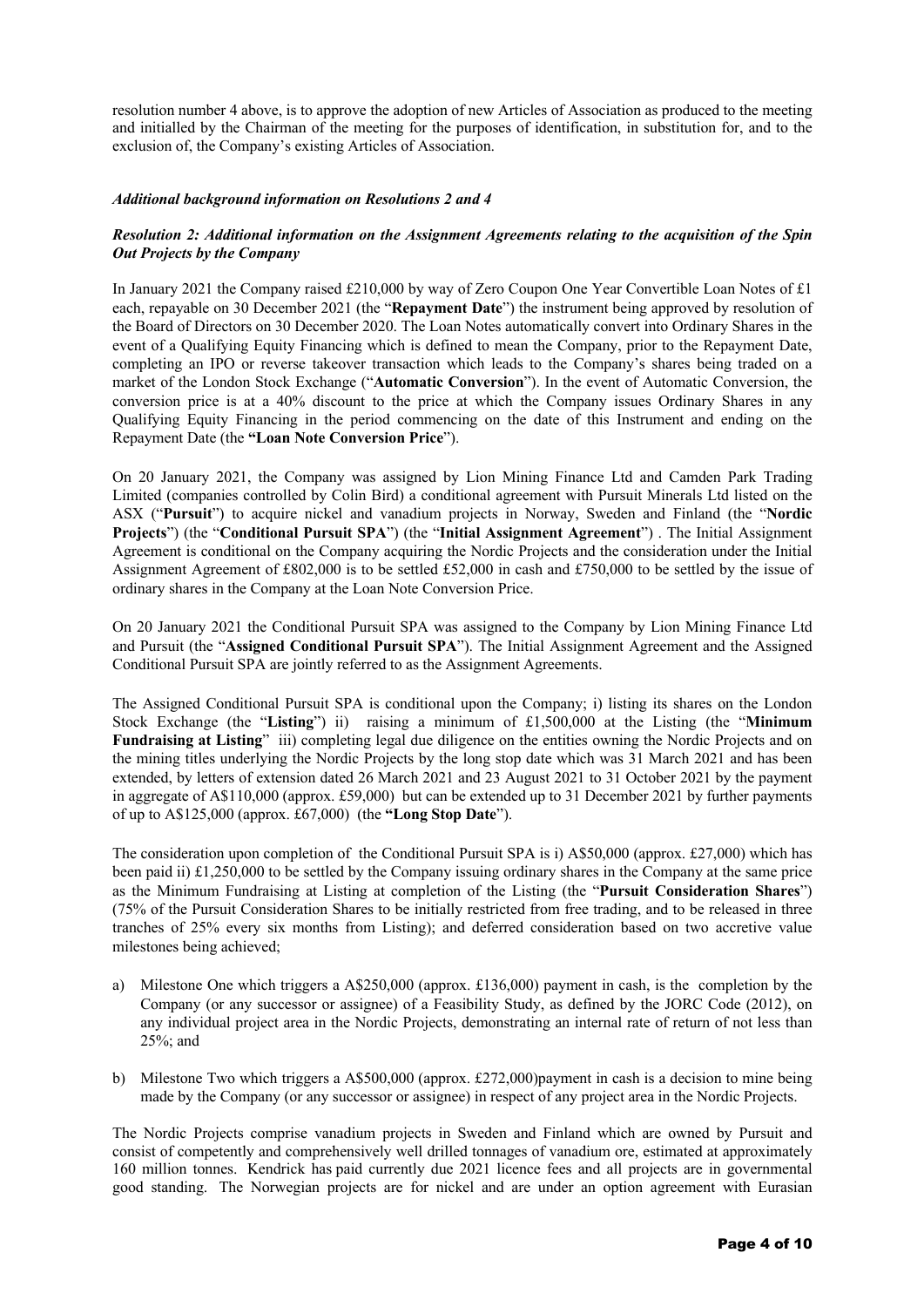resolution number 4 above, is to approve the adoption of new Articles of Association as produced to the meeting and initialled by the Chairman of the meeting for the purposes of identification, in substitution for, and to the exclusion of, the Company's existing Articles of Association.

***Additional background information on Resolutions 2 and 4***

***Resolution 2: Additional information on the Assignment Agreements relating to the acquisition of the Spin Out Projects by the Company***

In January 2021 the Company raised £210,000 by way of Zero Coupon One Year Convertible Loan Notes of £1 each, repayable on 30 December 2021 (the "**Repayment Date**") the instrument being approved by resolution of the Board of Directors on 30 December 2020. The Loan Notes automatically convert into Ordinary Shares in the event of a Qualifying Equity Financing which is defined to mean the Company, prior to the Repayment Date, completing an IPO or reverse takeover transaction which leads to the Company's shares being traded on a market of the London Stock Exchange ("**Automatic Conversion**"). In the event of Automatic Conversion, the conversion price is at a 40% discount to the price at which the Company issues Ordinary Shares in any Qualifying Equity Financing in the period commencing on the date of this Instrument and ending on the Repayment Date (the **"Loan Note Conversion Price**").

On 20 January 2021, the Company was assigned by Lion Mining Finance Ltd and Camden Park Trading Limited (companies controlled by Colin Bird) a conditional agreement with Pursuit Minerals Ltd listed on the ASX ("**Pursuit**") to acquire nickel and vanadium projects in Norway, Sweden and Finland (the "**Nordic Projects**") (the "**Conditional Pursuit SPA**") (the "**Initial Assignment Agreement**") . The Initial Assignment Agreement is conditional on the Company acquiring the Nordic Projects and the consideration under the Initial Assignment Agreement of £802,000 is to be settled £52,000 in cash and £750,000 to be settled by the issue of ordinary shares in the Company at the Loan Note Conversion Price.

On 20 January 2021 the Conditional Pursuit SPA was assigned to the Company by Lion Mining Finance Ltd and Pursuit (the "**Assigned Conditional Pursuit SPA**"). The Initial Assignment Agreement and the Assigned Conditional Pursuit SPA are jointly referred to as the Assignment Agreements.

The Assigned Conditional Pursuit SPA is conditional upon the Company; i) listing its shares on the London Stock Exchange (the "**Listing**") ii) raising a minimum of £1,500,000 at the Listing (the "**Minimum Fundraising at Listing**" iii) completing legal due diligence on the entities owning the Nordic Projects and on the mining titles underlying the Nordic Projects by the long stop date which was 31 March 2021 and has been extended, by letters of extension dated 26 March 2021 and 23 August 2021 to 31 October 2021 by the payment in aggregate of A$110,000 (approx. £59,000) but can be extended up to 31 December 2021 by further payments of up to A$125,000 (approx. £67,000) (the **"Long Stop Date**").

The consideration upon completion of the Conditional Pursuit SPA is i) A$50,000 (approx. £27,000) which has been paid ii) £1,250,000 to be settled by the Company issuing ordinary shares in the Company at the same price as the Minimum Fundraising at Listing at completion of the Listing (the "**Pursuit Consideration Shares**") (75% of the Pursuit Consideration Shares to be initially restricted from free trading, and to be released in three tranches of 25% every six months from Listing); and deferred consideration based on two accretive value milestones being achieved;

a) Milestone One which triggers a A$250,000 (approx. £136,000) payment in cash, is the completion by the Company (or any successor or assignee) of a Feasibility Study, as defined by the JORC Code (2012), on any individual project area in the Nordic Projects, demonstrating an internal rate of return of not less than 25%; and

b) Milestone Two which triggers a A$500,000 (approx. £272,000)payment in cash is a decision to mine being made by the Company (or any successor or assignee) in respect of any project area in the Nordic Projects.

The Nordic Projects comprise vanadium projects in Sweden and Finland which are owned by Pursuit and consist of competently and comprehensively well drilled tonnages of vanadium ore, estimated at approximately 160 million tonnes. Kendrick has paid currently due 2021 licence fees and all projects are in governmental good standing. The Norwegian projects are for nickel and are under an option agreement with Eurasian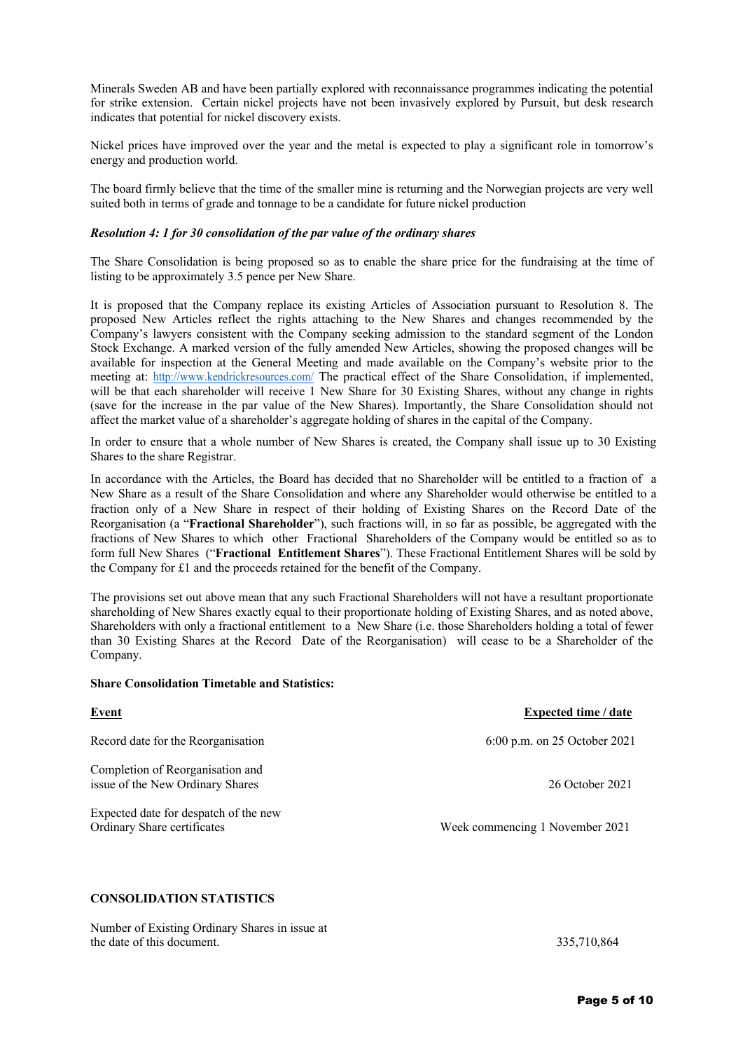Minerals Sweden AB and have been partially explored with reconnaissance programmes indicating the potential for strike extension. Certain nickel projects have not been invasively explored by Pursuit, but desk research indicates that potential for nickel discovery exists.

Nickel prices have improved over the year and the metal is expected to play a significant role in tomorrow's energy and production world.

The board firmly believe that the time of the smaller mine is returning and the Norwegian projects are very well suited both in terms of grade and tonnage to be a candidate for future nickel production

***Resolution 4: 1 for 30 consolidation of the par value of the ordinary shares***

The Share Consolidation is being proposed so as to enable the share price for the fundraising at the time of listing to be approximately 3.5 pence per New Share.

It is proposed that the Company replace its existing Articles of Association pursuant to Resolution 8. The proposed New Articles reflect the rights attaching to the New Shares and changes recommended by the Company's lawyers consistent with the Company seeking admission to the standard segment of the London Stock Exchange. A marked version of the fully amended New Articles, showing the proposed changes will be available for inspection at the General Meeting and made available on the Company's website prior to the meeting at: http://www.kendrickresources.com/ The practical effect of the Share Consolidation, if implemented, will be that each shareholder will receive 1 New Share for 30 Existing Shares, without any change in rights (save for the increase in the par value of the New Shares). Importantly, the Share Consolidation should not affect the market value of a shareholder's aggregate holding of shares in the capital of the Company.

In order to ensure that a whole number of New Shares is created, the Company shall issue up to 30 Existing Shares to the share Registrar.

In accordance with the Articles, the Board has decided that no Shareholder will be entitled to a fraction of a New Share as a result of the Share Consolidation and where any Shareholder would otherwise be entitled to a fraction only of a New Share in respect of their holding of Existing Shares on the Record Date of the Reorganisation (a "**Fractional Shareholder**"), such fractions will, in so far as possible, be aggregated with the fractions of New Shares to which other Fractional Shareholders of the Company would be entitled so as to form full New Shares ("**Fractional Entitlement Shares**"). These Fractional Entitlement Shares will be sold by the Company for £1 and the proceeds retained for the benefit of the Company.

The provisions set out above mean that any such Fractional Shareholders will not have a resultant proportionate shareholding of New Shares exactly equal to their proportionate holding of Existing Shares, and as noted above, Shareholders with only a fractional entitlement to a New Share (i.e. those Shareholders holding a total of fewer than 30 Existing Shares at the Record Date of the Reorganisation) will cease to be a Shareholder of the Company.

**Share Consolidation Timetable and Statistics:**

| **Event** | **Expected time / date** |
| --- | --- |
| Record date for the Reorganisation | 6:00 p.m. on 25 October 2021 |
| Completion of Reorganisation and issue of the New Ordinary Shares | 26 October 2021 |
| Expected date for despatch of the new Ordinary Share certificates | Week commencing 1 November 2021 |

**CONSOLIDATION STATISTICS**

| | |
| --- | --- |
| Number of Existing Ordinary Shares in issue at the date of this document. | 335,710,864 |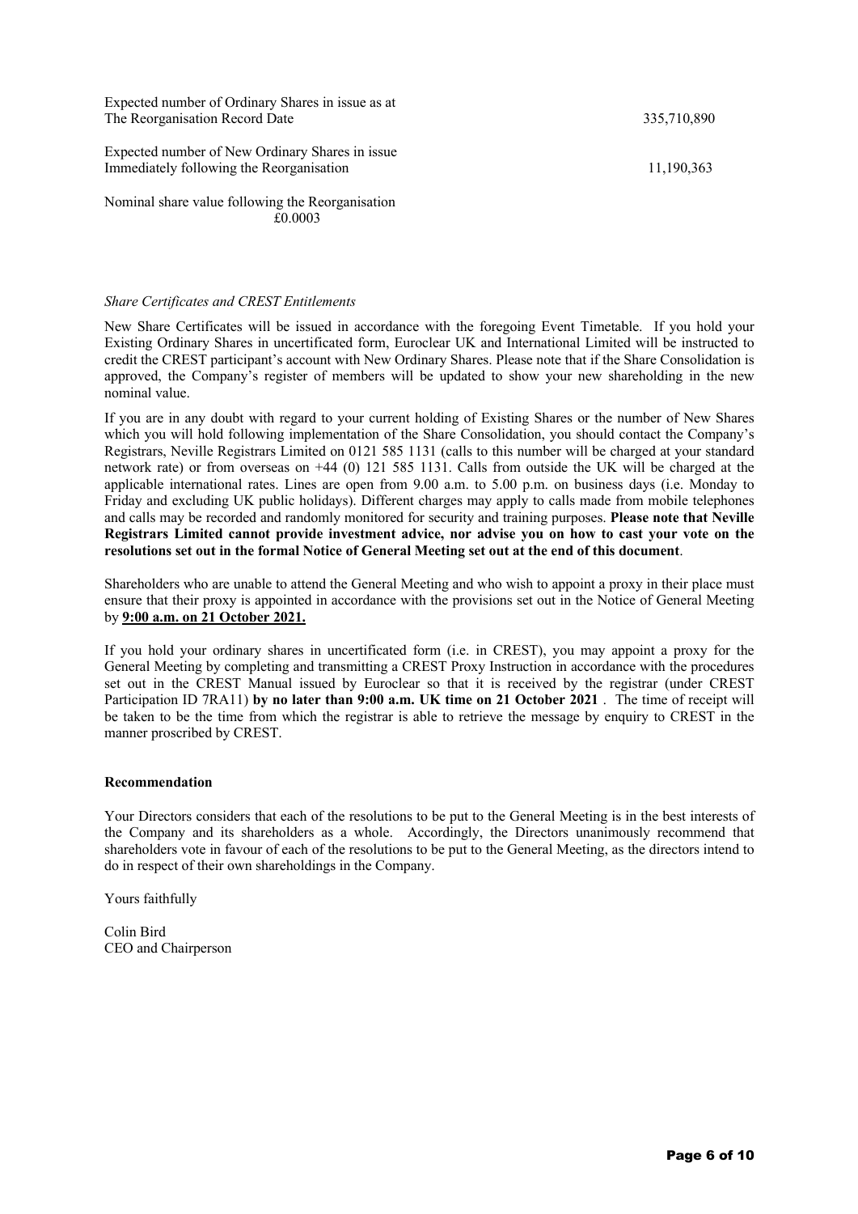| | |
|---|---|
| Expected number of Ordinary Shares in issue as at The Reorganisation Record Date | 335,710,890 |
| Expected number of New Ordinary Shares in issue Immediately following the Reorganisation | 11,190,363 |
| Nominal share value following the Reorganisation | £0.0003 |

*Share Certificates and CREST Entitlements*

New Share Certificates will be issued in accordance with the foregoing Event Timetable. If you hold your Existing Ordinary Shares in uncertificated form, Euroclear UK and International Limited will be instructed to credit the CREST participant's account with New Ordinary Shares. Please note that if the Share Consolidation is approved, the Company's register of members will be updated to show your new shareholding in the new nominal value.

If you are in any doubt with regard to your current holding of Existing Shares or the number of New Shares which you will hold following implementation of the Share Consolidation, you should contact the Company's Registrars, Neville Registrars Limited on 0121 585 1131 (calls to this number will be charged at your standard network rate) or from overseas on +44 (0) 121 585 1131. Calls from outside the UK will be charged at the applicable international rates. Lines are open from 9.00 a.m. to 5.00 p.m. on business days (i.e. Monday to Friday and excluding UK public holidays). Different charges may apply to calls made from mobile telephones and calls may be recorded and randomly monitored for security and training purposes. **Please note that Neville Registrars Limited cannot provide investment advice, nor advise you on how to cast your vote on the resolutions set out in the formal Notice of General Meeting set out at the end of this document**.

Shareholders who are unable to attend the General Meeting and who wish to appoint a proxy in their place must ensure that their proxy is appointed in accordance with the provisions set out in the Notice of General Meeting by **9:00 a.m. on 21 October 2021.**

If you hold your ordinary shares in uncertificated form (i.e. in CREST), you may appoint a proxy for the General Meeting by completing and transmitting a CREST Proxy Instruction in accordance with the procedures set out in the CREST Manual issued by Euroclear so that it is received by the registrar (under CREST Participation ID 7RA11) **by no later than 9:00 a.m. UK time on 21 October 2021** . The time of receipt will be taken to be the time from which the registrar is able to retrieve the message by enquiry to CREST in the manner proscribed by CREST.

**Recommendation**

Your Directors considers that each of the resolutions to be put to the General Meeting is in the best interests of the Company and its shareholders as a whole. Accordingly, the Directors unanimously recommend that shareholders vote in favour of each of the resolutions to be put to the General Meeting, as the directors intend to do in respect of their own shareholdings in the Company.

Yours faithfully

Colin Bird
CEO and Chairperson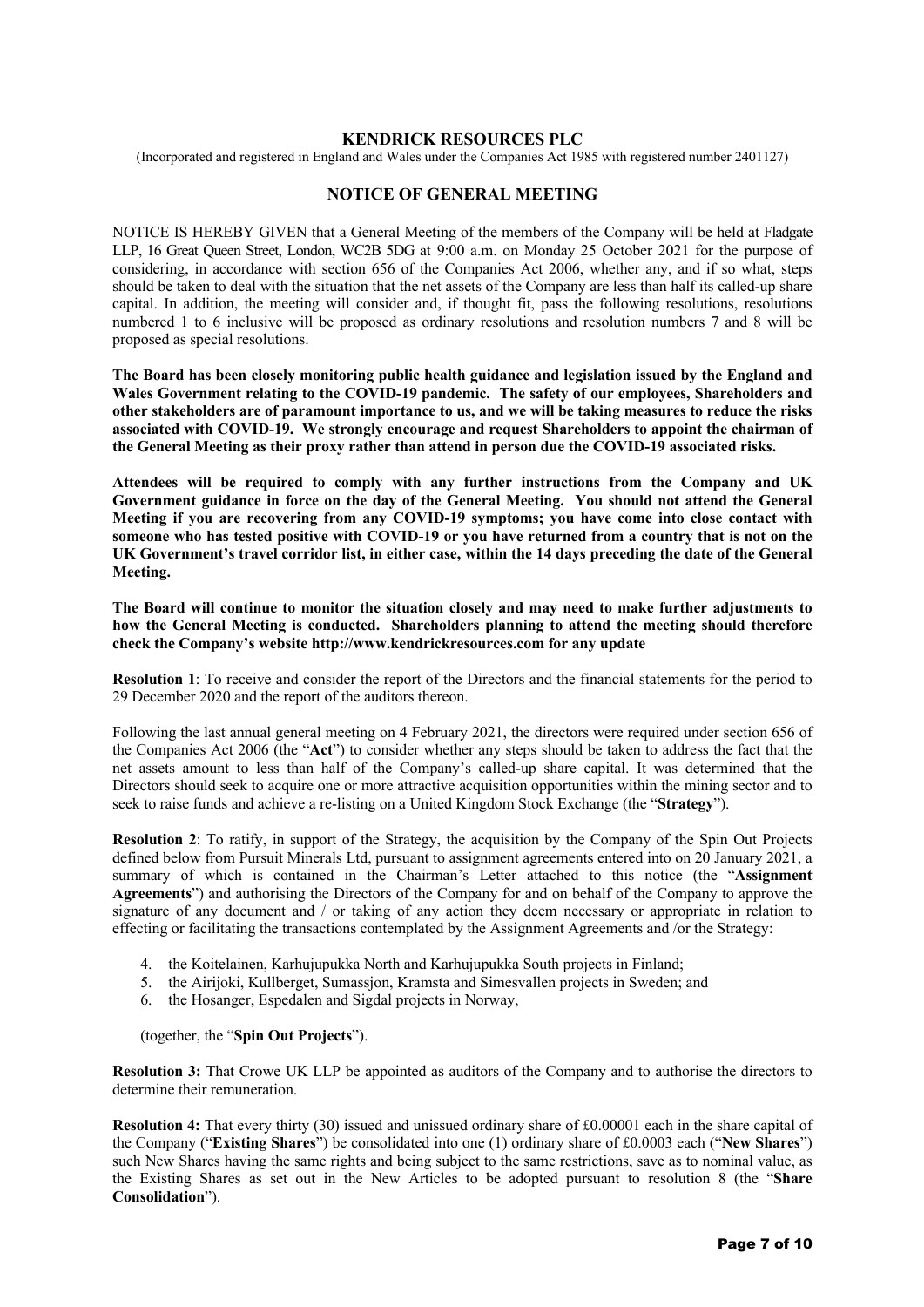# KENDRICK RESOURCES PLC

(Incorporated and registered in England and Wales under the Companies Act 1985 with registered number 2401127)

## NOTICE OF GENERAL MEETING

NOTICE IS HEREBY GIVEN that a General Meeting of the members of the Company will be held at Fladgate LLP, 16 Great Queen Street, London, WC2B 5DG at 9:00 a.m. on Monday 25 October 2021 for the purpose of considering, in accordance with section 656 of the Companies Act 2006, whether any, and if so what, steps should be taken to deal with the situation that the net assets of the Company are less than half its called-up share capital. In addition, the meeting will consider and, if thought fit, pass the following resolutions, resolutions numbered 1 to 6 inclusive will be proposed as ordinary resolutions and resolution numbers 7 and 8 will be proposed as special resolutions.

**The Board has been closely monitoring public health guidance and legislation issued by the England and Wales Government relating to the COVID-19 pandemic. The safety of our employees, Shareholders and other stakeholders are of paramount importance to us, and we will be taking measures to reduce the risks associated with COVID-19. We strongly encourage and request Shareholders to appoint the chairman of the General Meeting as their proxy rather than attend in person due the COVID-19 associated risks.**

**Attendees will be required to comply with any further instructions from the Company and UK Government guidance in force on the day of the General Meeting. You should not attend the General Meeting if you are recovering from any COVID-19 symptoms; you have come into close contact with someone who has tested positive with COVID-19 or you have returned from a country that is not on the UK Government's travel corridor list, in either case, within the 14 days preceding the date of the General Meeting.**

**The Board will continue to monitor the situation closely and may need to make further adjustments to how the General Meeting is conducted. Shareholders planning to attend the meeting should therefore check the Company's website http://www.kendrickresources.com for any update**

**Resolution 1**: To receive and consider the report of the Directors and the financial statements for the period to 29 December 2020 and the report of the auditors thereon.

Following the last annual general meeting on 4 February 2021, the directors were required under section 656 of the Companies Act 2006 (the "**Act**") to consider whether any steps should be taken to address the fact that the net assets amount to less than half of the Company's called-up share capital. It was determined that the Directors should seek to acquire one or more attractive acquisition opportunities within the mining sector and to seek to raise funds and achieve a re-listing on a United Kingdom Stock Exchange (the "**Strategy**").

**Resolution 2**: To ratify, in support of the Strategy, the acquisition by the Company of the Spin Out Projects defined below from Pursuit Minerals Ltd, pursuant to assignment agreements entered into on 20 January 2021, a summary of which is contained in the Chairman's Letter attached to this notice (the "**Assignment Agreements**") and authorising the Directors of the Company for and on behalf of the Company to approve the signature of any document and / or taking of any action they deem necessary or appropriate in relation to effecting or facilitating the transactions contemplated by the Assignment Agreements and /or the Strategy:

4. the Koitelainen, Karhujupukka North and Karhujupukka South projects in Finland;
5. the Airijoki, Kullberget, Sumassjon, Kramsta and Simesvallen projects in Sweden; and
6. the Hosanger, Espedalen and Sigdal projects in Norway,

(together, the "**Spin Out Projects**").

**Resolution 3:** That Crowe UK LLP be appointed as auditors of the Company and to authorise the directors to determine their remuneration.

**Resolution 4:** That every thirty (30) issued and unissued ordinary share of £0.00001 each in the share capital of the Company ("**Existing Shares**") be consolidated into one (1) ordinary share of £0.0003 each ("**New Shares**") such New Shares having the same rights and being subject to the same restrictions, save as to nominal value, as the Existing Shares as set out in the New Articles to be adopted pursuant to resolution 8 (the "**Share Consolidation**").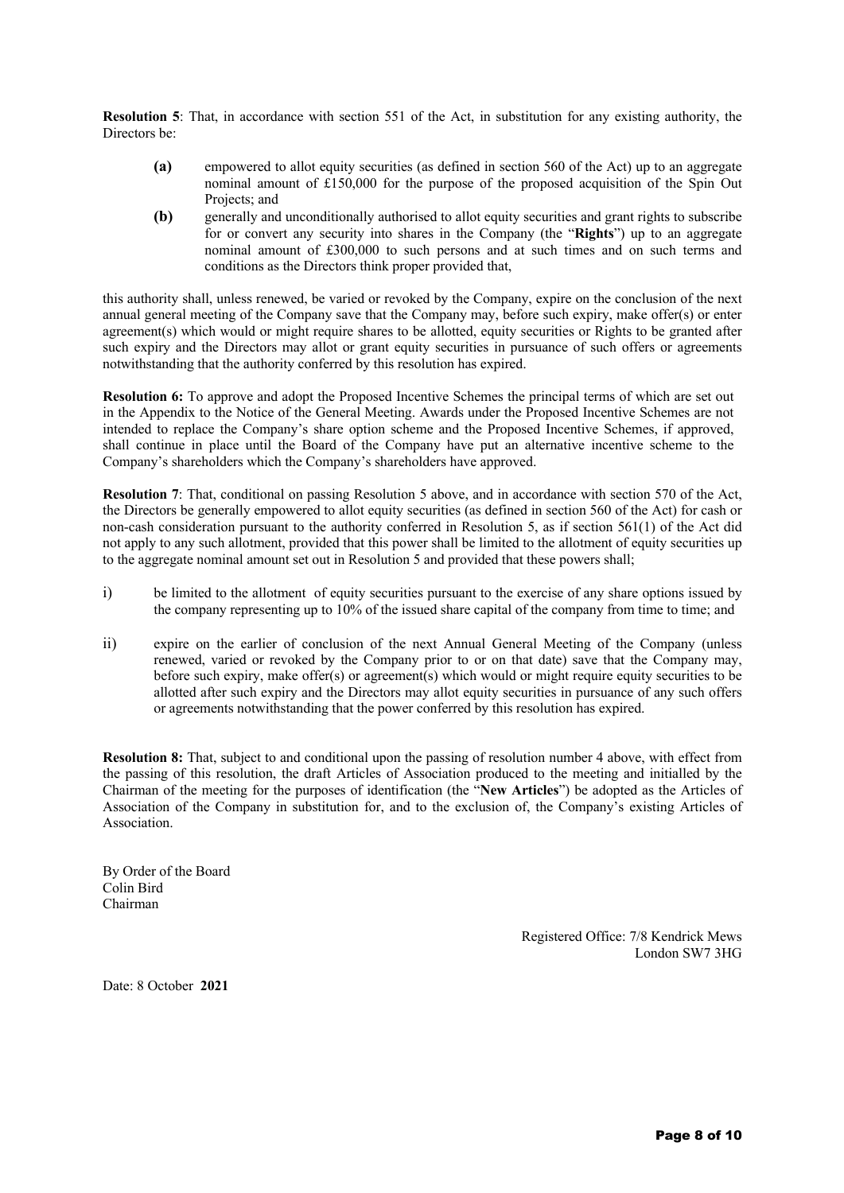**Resolution 5**: That, in accordance with section 551 of the Act, in substitution for any existing authority, the Directors be:

- **(a)** empowered to allot equity securities (as defined in section 560 of the Act) up to an aggregate nominal amount of £150,000 for the purpose of the proposed acquisition of the Spin Out Projects; and
- **(b)** generally and unconditionally authorised to allot equity securities and grant rights to subscribe for or convert any security into shares in the Company (the "**Rights**") up to an aggregate nominal amount of £300,000 to such persons and at such times and on such terms and conditions as the Directors think proper provided that,

this authority shall, unless renewed, be varied or revoked by the Company, expire on the conclusion of the next annual general meeting of the Company save that the Company may, before such expiry, make offer(s) or enter agreement(s) which would or might require shares to be allotted, equity securities or Rights to be granted after such expiry and the Directors may allot or grant equity securities in pursuance of such offers or agreements notwithstanding that the authority conferred by this resolution has expired.

**Resolution 6:** To approve and adopt the Proposed Incentive Schemes the principal terms of which are set out in the Appendix to the Notice of the General Meeting. Awards under the Proposed Incentive Schemes are not intended to replace the Company's share option scheme and the Proposed Incentive Schemes, if approved, shall continue in place until the Board of the Company have put an alternative incentive scheme to the Company's shareholders which the Company's shareholders have approved.

**Resolution 7**: That, conditional on passing Resolution 5 above, and in accordance with section 570 of the Act, the Directors be generally empowered to allot equity securities (as defined in section 560 of the Act) for cash or non-cash consideration pursuant to the authority conferred in Resolution 5, as if section 561(1) of the Act did not apply to any such allotment, provided that this power shall be limited to the allotment of equity securities up to the aggregate nominal amount set out in Resolution 5 and provided that these powers shall;

i) be limited to the allotment of equity securities pursuant to the exercise of any share options issued by the company representing up to 10% of the issued share capital of the company from time to time; and

ii) expire on the earlier of conclusion of the next Annual General Meeting of the Company (unless renewed, varied or revoked by the Company prior to or on that date) save that the Company may, before such expiry, make offer(s) or agreement(s) which would or might require equity securities to be allotted after such expiry and the Directors may allot equity securities in pursuance of any such offers or agreements notwithstanding that the power conferred by this resolution has expired.

**Resolution 8:** That, subject to and conditional upon the passing of resolution number 4 above, with effect from the passing of this resolution, the draft Articles of Association produced to the meeting and initialled by the Chairman of the meeting for the purposes of identification (the "**New Articles**") be adopted as the Articles of Association of the Company in substitution for, and to the exclusion of, the Company's existing Articles of Association.

By Order of the Board
Colin Bird
Chairman

Registered Office: 7/8 Kendrick Mews
London SW7 3HG

Date: 8 October **2021**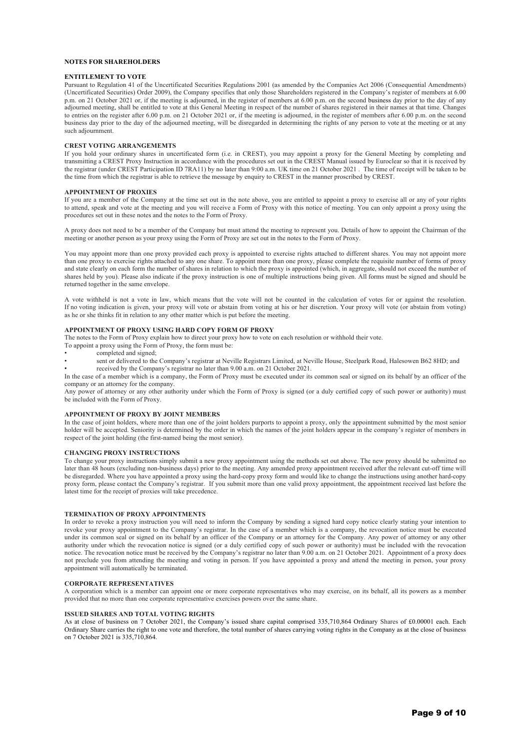## NOTES FOR SHAREHOLDERS

### ENTITLEMENT TO VOTE

Pursuant to Regulation 41 of the Uncertificated Securities Regulations 2001 (as amended by the Companies Act 2006 (Consequential Amendments) (Uncertificated Securities) Order 2009), the Company specifies that only those Shareholders registered in the Company's register of members at 6.00 p.m. on 21 October 2021 or, if the meeting is adjourned, in the register of members at 6.00 p.m. on the second business day prior to the day of any adjourned meeting, shall be entitled to vote at this General Meeting in respect of the number of shares registered in their names at that time. Changes to entries on the register after 6.00 p.m. on 21 October 2021 or, if the meeting is adjourned, in the register of members after 6.00 p.m. on the second business day prior to the day of the adjourned meeting, will be disregarded in determining the rights of any person to vote at the meeting or at any such adjournment.

### CREST VOTING ARRANGEMEMTS

If you hold your ordinary shares in uncertificated form (i.e. in CREST), you may appoint a proxy for the General Meeting by completing and transmitting a CREST Proxy Instruction in accordance with the procedures set out in the CREST Manual issued by Euroclear so that it is received by the registrar (under CREST Participation ID 7RA11) by no later than 9:00 a.m. UK time on 21 October 2021 . The time of receipt will be taken to be the time from which the registrar is able to retrieve the message by enquiry to CREST in the manner proscribed by CREST.

### APPOINTMENT OF PROXIES

If you are a member of the Company at the time set out in the note above, you are entitled to appoint a proxy to exercise all or any of your rights to attend, speak and vote at the meeting and you will receive a Form of Proxy with this notice of meeting. You can only appoint a proxy using the procedures set out in these notes and the notes to the Form of Proxy.

A proxy does not need to be a member of the Company but must attend the meeting to represent you. Details of how to appoint the Chairman of the meeting or another person as your proxy using the Form of Proxy are set out in the notes to the Form of Proxy.

You may appoint more than one proxy provided each proxy is appointed to exercise rights attached to different shares. You may not appoint more than one proxy to exercise rights attached to any one share. To appoint more than one proxy, please complete the requisite number of forms of proxy and state clearly on each form the number of shares in relation to which the proxy is appointed (which, in aggregate, should not exceed the number of shares held by you). Please also indicate if the proxy instruction is one of multiple instructions being given. All forms must be signed and should be returned together in the same envelope.

A vote withheld is not a vote in law, which means that the vote will not be counted in the calculation of votes for or against the resolution. If no voting indication is given, your proxy will vote or abstain from voting at his or her discretion. Your proxy will vote (or abstain from voting) as he or she thinks fit in relation to any other matter which is put before the meeting.

### APPOINTMENT OF PROXY USING HARD COPY FORM OF PROXY

The notes to the Form of Proxy explain how to direct your proxy how to vote on each resolution or withhold their vote.

To appoint a proxy using the Form of Proxy, the form must be:

- completed and signed;
- sent or delivered to the Company's registrar at Neville Registrars Limited, at Neville House, Steelpark Road, Halesowen B62 8HD; and
- received by the Company's registrar no later than 9.00 a.m. on 21 October 2021.

In the case of a member which is a company, the Form of Proxy must be executed under its common seal or signed on its behalf by an officer of the company or an attorney for the company.

Any power of attorney or any other authority under which the Form of Proxy is signed (or a duly certified copy of such power or authority) must be included with the Form of Proxy.

### APPOINTMENT OF PROXY BY JOINT MEMBERS

In the case of joint holders, where more than one of the joint holders purports to appoint a proxy, only the appointment submitted by the most senior holder will be accepted. Seniority is determined by the order in which the names of the joint holders appear in the company's register of members in respect of the joint holding (the first-named being the most senior).

### CHANGING PROXY INSTRUCTIONS

To change your proxy instructions simply submit a new proxy appointment using the methods set out above. The new proxy should be submitted no later than 48 hours (excluding non-business days) prior to the meeting. Any amended proxy appointment received after the relevant cut-off time will be disregarded. Where you have appointed a proxy using the hard-copy proxy form and would like to change the instructions using another hard-copy proxy form, please contact the Company's registrar. If you submit more than one valid proxy appointment, the appointment received last before the latest time for the receipt of proxies will take precedence.

### TERMINATION OF PROXY APPOINTMENTS

In order to revoke a proxy instruction you will need to inform the Company by sending a signed hard copy notice clearly stating your intention to revoke your proxy appointment to the Company's registrar. In the case of a member which is a company, the revocation notice must be executed under its common seal or signed on its behalf by an officer of the Company or an attorney for the Company. Any power of attorney or any other authority under which the revocation notice is signed (or a duly certified copy of such power or authority) must be included with the revocation notice. The revocation notice must be received by the Company's registrar no later than 9.00 a.m. on 21 October 2021. Appointment of a proxy does not preclude you from attending the meeting and voting in person. If you have appointed a proxy and attend the meeting in person, your proxy appointment will automatically be terminated.

### CORPORATE REPRESENTATIVES

A corporation which is a member can appoint one or more corporate representatives who may exercise, on its behalf, all its powers as a member provided that no more than one corporate representative exercises powers over the same share.

### ISSUED SHARES AND TOTAL VOTING RIGHTS

As at close of business on 7 October 2021, the Company's issued share capital comprised 335,710,864 Ordinary Shares of £0.00001 each. Each Ordinary Share carries the right to one vote and therefore, the total number of shares carrying voting rights in the Company as at the close of business on 7 October 2021 is 335,710,864.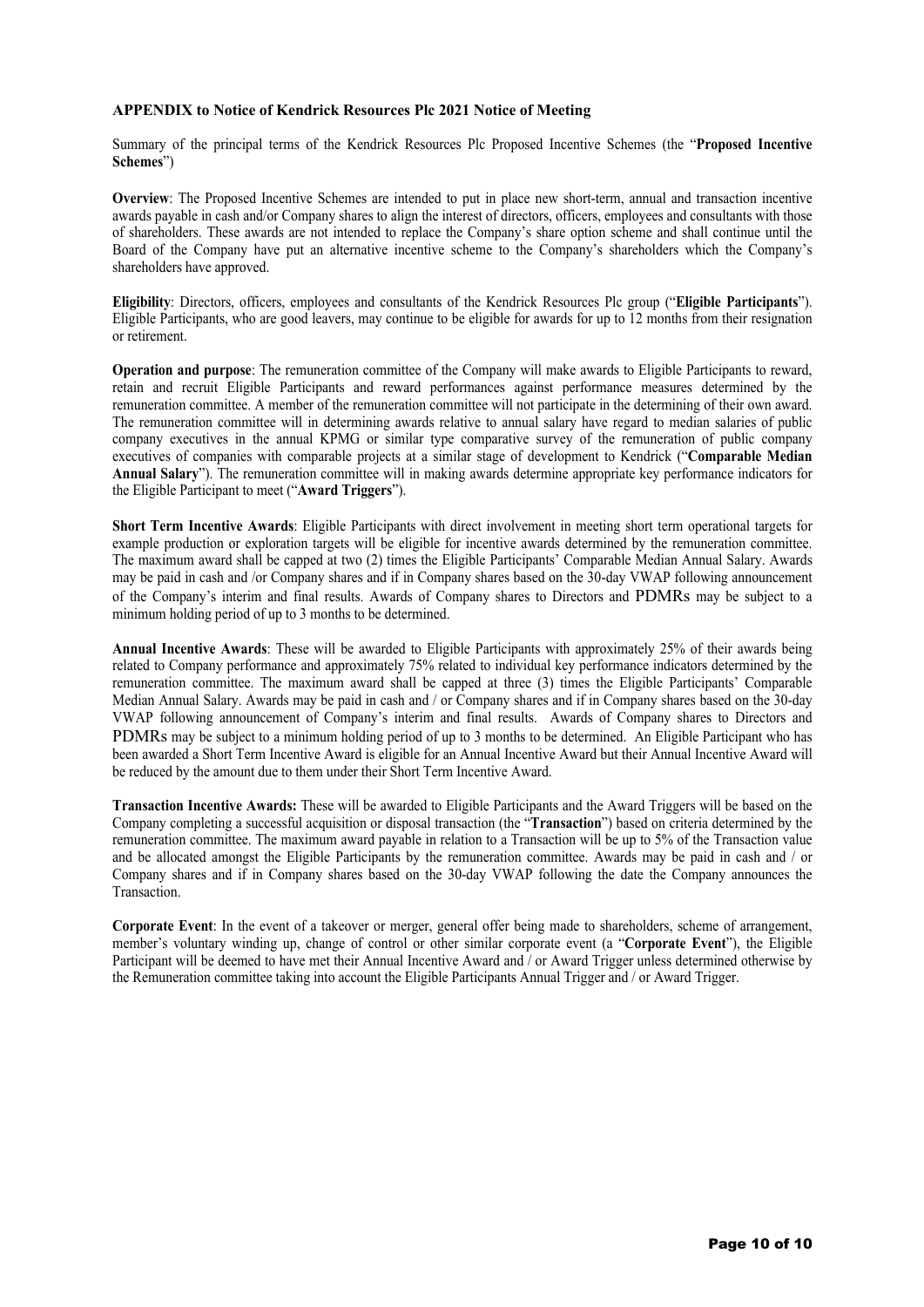**APPENDIX to Notice of Kendrick Resources Plc 2021 Notice of Meeting**

Summary of the principal terms of the Kendrick Resources Plc Proposed Incentive Schemes (the "**Proposed Incentive Schemes**")

**Overview**: The Proposed Incentive Schemes are intended to put in place new short-term, annual and transaction incentive awards payable in cash and/or Company shares to align the interest of directors, officers, employees and consultants with those of shareholders. These awards are not intended to replace the Company's share option scheme and shall continue until the Board of the Company have put an alternative incentive scheme to the Company's shareholders which the Company's shareholders have approved.

**Eligibility**: Directors, officers, employees and consultants of the Kendrick Resources Plc group ("**Eligible Participants**"). Eligible Participants, who are good leavers, may continue to be eligible for awards for up to 12 months from their resignation or retirement.

**Operation and purpose**: The remuneration committee of the Company will make awards to Eligible Participants to reward, retain and recruit Eligible Participants and reward performances against performance measures determined by the remuneration committee. A member of the remuneration committee will not participate in the determining of their own award. The remuneration committee will in determining awards relative to annual salary have regard to median salaries of public company executives in the annual KPMG or similar type comparative survey of the remuneration of public company executives of companies with comparable projects at a similar stage of development to Kendrick ("**Comparable Median Annual Salary**"). The remuneration committee will in making awards determine appropriate key performance indicators for the Eligible Participant to meet ("**Award Triggers**").

**Short Term Incentive Awards**: Eligible Participants with direct involvement in meeting short term operational targets for example production or exploration targets will be eligible for incentive awards determined by the remuneration committee. The maximum award shall be capped at two (2) times the Eligible Participants' Comparable Median Annual Salary. Awards may be paid in cash and /or Company shares and if in Company shares based on the 30-day VWAP following announcement of the Company's interim and final results. Awards of Company shares to Directors and PDMRs may be subject to a minimum holding period of up to 3 months to be determined.

**Annual Incentive Awards**: These will be awarded to Eligible Participants with approximately 25% of their awards being related to Company performance and approximately 75% related to individual key performance indicators determined by the remuneration committee. The maximum award shall be capped at three (3) times the Eligible Participants' Comparable Median Annual Salary. Awards may be paid in cash and / or Company shares and if in Company shares based on the 30-day VWAP following announcement of Company's interim and final results. Awards of Company shares to Directors and PDMRs may be subject to a minimum holding period of up to 3 months to be determined. An Eligible Participant who has been awarded a Short Term Incentive Award is eligible for an Annual Incentive Award but their Annual Incentive Award will be reduced by the amount due to them under their Short Term Incentive Award.

**Transaction Incentive Awards:** These will be awarded to Eligible Participants and the Award Triggers will be based on the Company completing a successful acquisition or disposal transaction (the "**Transaction**") based on criteria determined by the remuneration committee. The maximum award payable in relation to a Transaction will be up to 5% of the Transaction value and be allocated amongst the Eligible Participants by the remuneration committee. Awards may be paid in cash and / or Company shares and if in Company shares based on the 30-day VWAP following the date the Company announces the Transaction.

**Corporate Event**: In the event of a takeover or merger, general offer being made to shareholders, scheme of arrangement, member's voluntary winding up, change of control or other similar corporate event (a "**Corporate Event**"), the Eligible Participant will be deemed to have met their Annual Incentive Award and / or Award Trigger unless determined otherwise by the Remuneration committee taking into account the Eligible Participants Annual Trigger and / or Award Trigger.